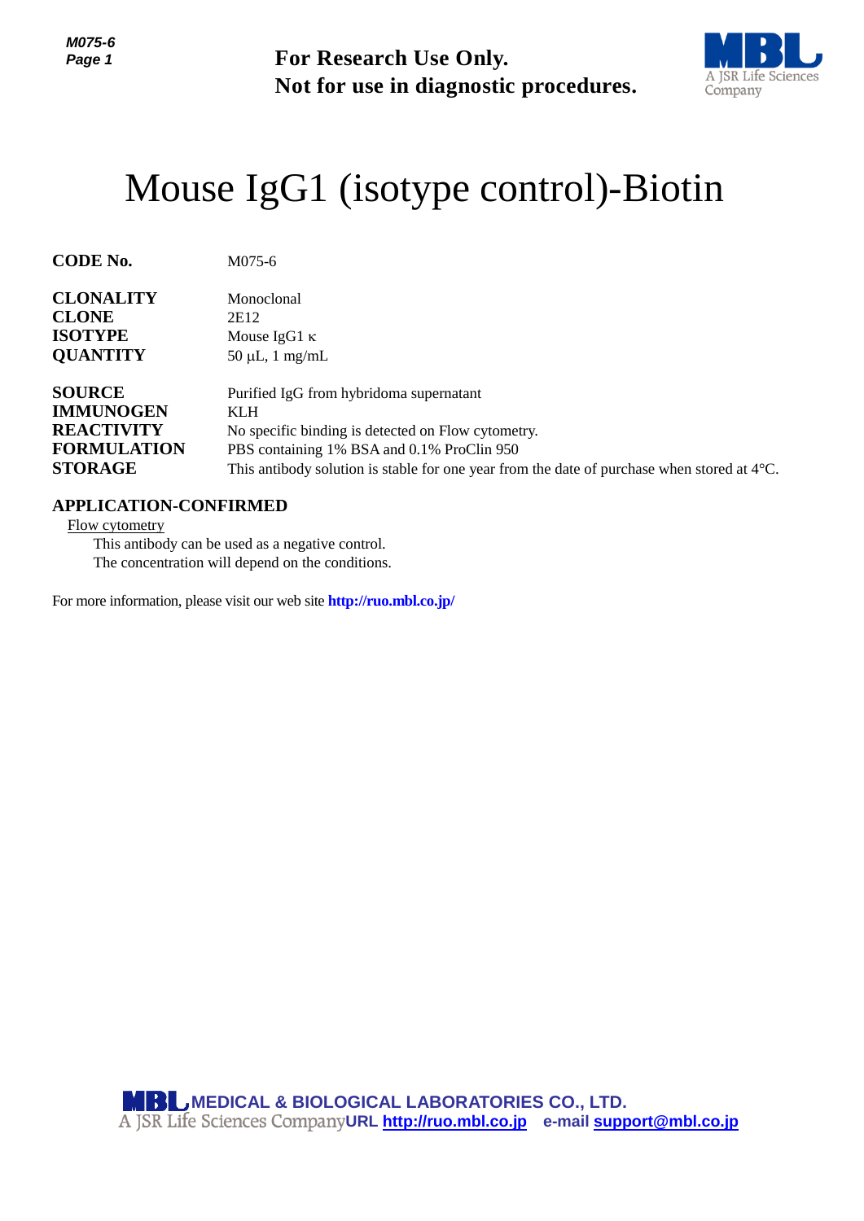**For Research Use Only.**
**Not for use in diagnostic procedures.**

# Mouse IgG1 (isotype control)-Biotin

| | |
|---|---|
| **CODE No.** | M075-6 |
| **CLONALITY** | Monoclonal |
| **CLONE** | 2E12 |
| **ISOTYPE** | Mouse IgG1 κ |
| **QUANTITY** | 50 μL, 1 mg/mL |
| **SOURCE** | Purified IgG from hybridoma supernatant |
| **IMMUNOGEN** | KLH |
| **REACTIVITY** | No specific binding is detected on Flow cytometry. |
| **FORMULATION** | PBS containing 1% BSA and 0.1% ProClin 950 |
| **STORAGE** | This antibody solution is stable for one year from the date of purchase when stored at 4°C. |

## APPLICATION-CONFIRMED

Flow cytometry

This antibody can be used as a negative control.
The concentration will depend on the conditions.

For more information, please visit our web site **http://ruo.mbl.co.jp/**

**MEDICAL & BIOLOGICAL LABORATORIES CO., LTD.**
A JSR Life Sciences Company **URL http://ruo.mbl.co.jp** **e-mail support@mbl.co.jp**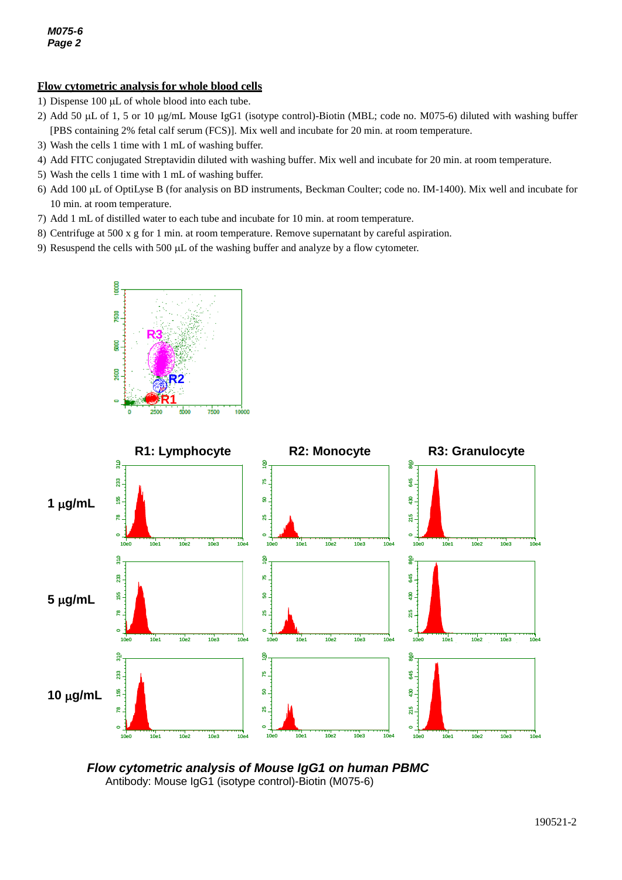## Flow cytometric analysis for whole blood cells

1) Dispense 100 µL of whole blood into each tube.
2) Add 50 µL of 1, 5 or 10 µg/mL Mouse IgG1 (isotype control)-Biotin (MBL; code no. M075-6) diluted with washing buffer [PBS containing 2% fetal calf serum (FCS)]. Mix well and incubate for 20 min. at room temperature.
3) Wash the cells 1 time with 1 mL of washing buffer.
4) Add FITC conjugated Streptavidin diluted with washing buffer. Mix well and incubate for 20 min. at room temperature.
5) Wash the cells 1 time with 1 mL of washing buffer.
6) Add 100 µL of OptiLyse B (for analysis on BD instruments, Beckman Coulter; code no. IM-1400). Mix well and incubate for 10 min. at room temperature.
7) Add 1 mL of distilled water to each tube and incubate for 10 min. at room temperature.
8) Centrifuge at 500 x g for 1 min. at room temperature. Remove supernatant by careful aspiration.
9) Resuspend the cells with 500 µL of the washing buffer and analyze by a flow cytometer.

R3
R2
R1

R1: Lymphocyte
R2: Monocyte
R3: Granulocyte

1 µg/mL
5 µg/mL
10 µg/mL

***Flow cytometric analysis of Mouse IgG1 on human PBMC***
Antibody: Mouse IgG1 (isotype control)-Biotin (M075-6)

190521-2